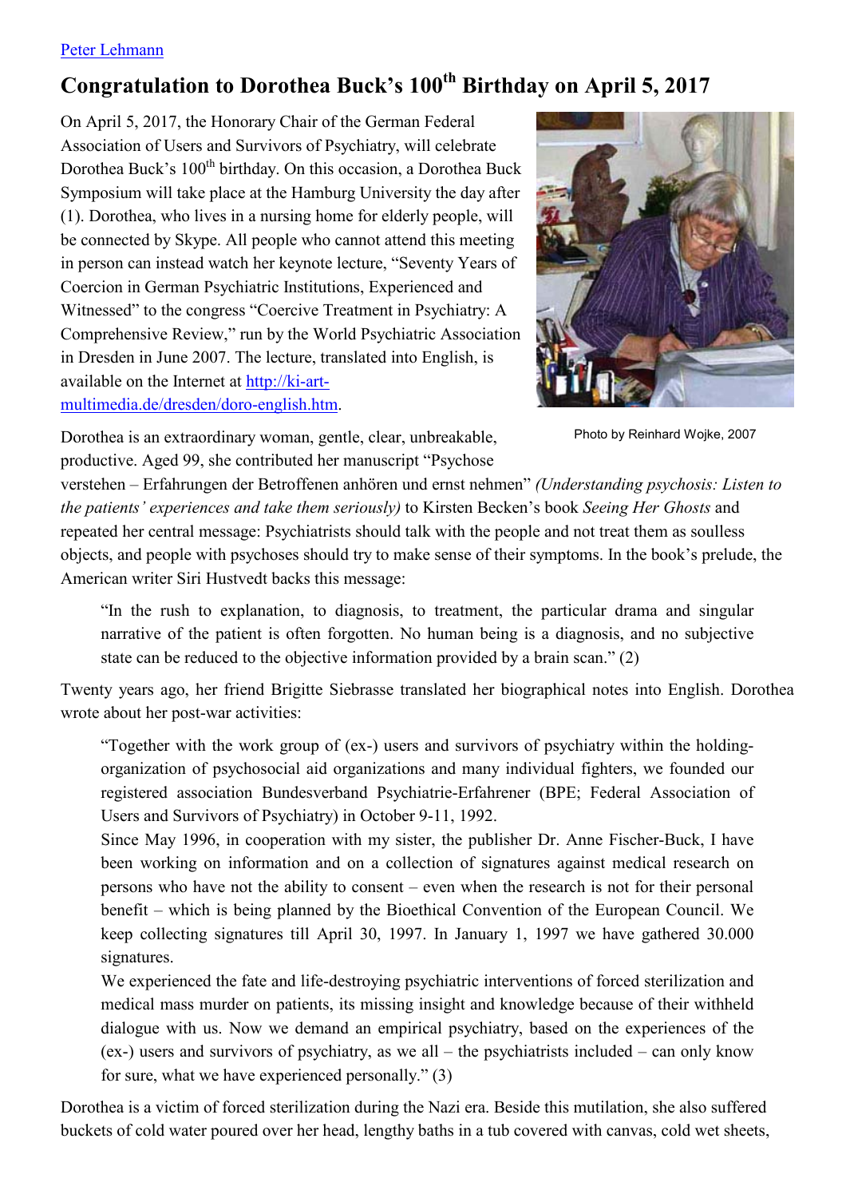Peter Lehmann

# Congratulation to Dorothea Buck's 100th Birthday on April 5, 2017

On April 5, 2017, the Honorary Chair of the German Federal Association of Users and Survivors of Psychiatry, will celebrate Dorothea Buck's 100th birthday. On this occasion, a Dorothea Buck Symposium will take place at the Hamburg University the day after (1). Dorothea, who lives in a nursing home for elderly people, will be connected by Skype. All people who cannot attend this meeting in person can instead watch her keynote lecture, "Seventy Years of Coercion in German Psychiatric Institutions, Experienced and Witnessed" to the congress "Coercive Treatment in Psychiatry: A Comprehensive Review," run by the World Psychiatric Association in Dresden in June 2007. The lecture, translated into English, is available on the Internet at http://ki-art-multimedia.de/dresden/doro-english.htm.

Photo by Reinhard Wojke, 2007

Dorothea is an extraordinary woman, gentle, clear, unbreakable, productive. Aged 99, she contributed her manuscript "Psychose verstehen – Erfahrungen der Betroffenen anhören und ernst nehmen" *(Understanding psychosis: Listen to the patients' experiences and take them seriously)* to Kirsten Becken's book *Seeing Her Ghosts* and repeated her central message: Psychiatrists should talk with the people and not treat them as soulless objects, and people with psychoses should try to make sense of their symptoms. In the book's prelude, the American writer Siri Hustvedt backs this message:

> "In the rush to explanation, to diagnosis, to treatment, the particular drama and singular narrative of the patient is often forgotten. No human being is a diagnosis, and no subjective state can be reduced to the objective information provided by a brain scan." (2)

Twenty years ago, her friend Brigitte Siebrasse translated her biographical notes into English. Dorothea wrote about her post-war activities:

> "Together with the work group of (ex-) users and survivors of psychiatry within the holding-organization of psychosocial aid organizations and many individual fighters, we founded our registered association Bundesverband Psychiatrie-Erfahrener (BPE; Federal Association of Users and Survivors of Psychiatry) in October 9-11, 1992.
>
> Since May 1996, in cooperation with my sister, the publisher Dr. Anne Fischer-Buck, I have been working on information and on a collection of signatures against medical research on persons who have not the ability to consent – even when the research is not for their personal benefit – which is being planned by the Bioethical Convention of the European Council. We keep collecting signatures till April 30, 1997. In January 1, 1997 we have gathered 30.000 signatures.
>
> We experienced the fate and life-destroying psychiatric interventions of forced sterilization and medical mass murder on patients, its missing insight and knowledge because of their withheld dialogue with us. Now we demand an empirical psychiatry, based on the experiences of the (ex-) users and survivors of psychiatry, as we all – the psychiatrists included – can only know for sure, what we have experienced personally." (3)

Dorothea is a victim of forced sterilization during the Nazi era. Beside this mutilation, she also suffered buckets of cold water poured over her head, lengthy baths in a tub covered with canvas, cold wet sheets,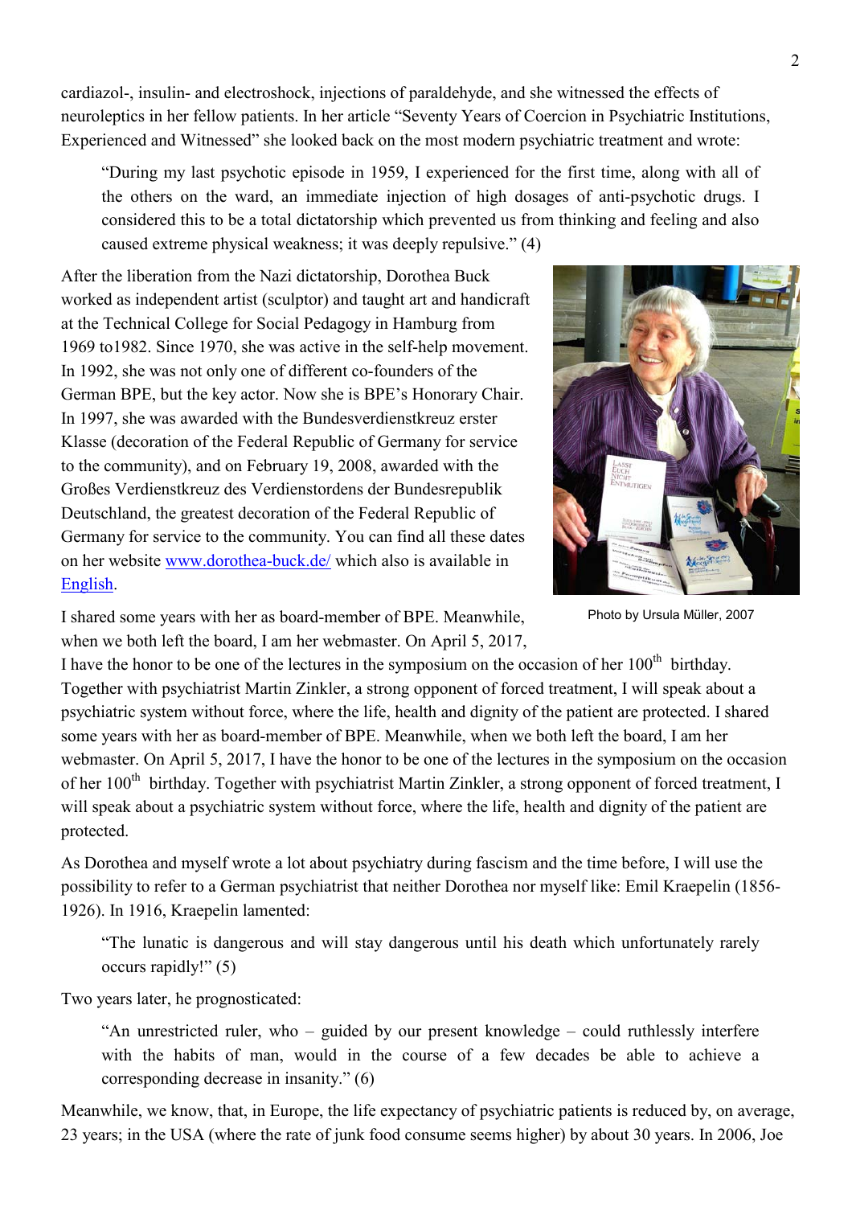cardiazol-, insulin- and electroshock, injections of paraldehyde, and she witnessed the effects of neuroleptics in her fellow patients. In her article "Seventy Years of Coercion in Psychiatric Institutions, Experienced and Witnessed" she looked back on the most modern psychiatric treatment and wrote:

> "During my last psychotic episode in 1959, I experienced for the first time, along with all of the others on the ward, an immediate injection of high dosages of anti-psychotic drugs. I considered this to be a total dictatorship which prevented us from thinking and feeling and also caused extreme physical weakness; it was deeply repulsive." (4)

After the liberation from the Nazi dictatorship, Dorothea Buck worked as independent artist (sculptor) and taught art and handicraft at the Technical College for Social Pedagogy in Hamburg from 1969 to1982. Since 1970, she was active in the self-help movement. In 1992, she was not only one of different co-founders of the German BPE, but the key actor. Now she is BPE's Honorary Chair. In 1997, she was awarded with the Bundesverdienstkreuz erster Klasse (decoration of the Federal Republic of Germany for service to the community), and on February 19, 2008, awarded with the Großes Verdienstkreuz des Verdienstordens der Bundesrepublik Deutschland, the greatest decoration of the Federal Republic of Germany for service to the community. You can find all these dates on her website [www.dorothea-buck.de/](www.dorothea-buck.de/) which also is available in [English](English).

Photo by Ursula Müller, 2007

I shared some years with her as board-member of BPE. Meanwhile, when we both left the board, I am her webmaster. On April 5, 2017, I have the honor to be one of the lectures in the symposium on the occasion of her 100th birthday. Together with psychiatrist Martin Zinkler, a strong opponent of forced treatment, I will speak about a psychiatric system without force, where the life, health and dignity of the patient are protected. I shared some years with her as board-member of BPE. Meanwhile, when we both left the board, I am her webmaster. On April 5, 2017, I have the honor to be one of the lectures in the symposium on the occasion of her 100th birthday. Together with psychiatrist Martin Zinkler, a strong opponent of forced treatment, I will speak about a psychiatric system without force, where the life, health and dignity of the patient are protected.

As Dorothea and myself wrote a lot about psychiatry during fascism and the time before, I will use the possibility to refer to a German psychiatrist that neither Dorothea nor myself like: Emil Kraepelin (1856-1926). In 1916, Kraepelin lamented:

> "The lunatic is dangerous and will stay dangerous until his death which unfortunately rarely occurs rapidly!" (5)

Two years later, he prognosticated:

> "An unrestricted ruler, who – guided by our present knowledge – could ruthlessly interfere with the habits of man, would in the course of a few decades be able to achieve a corresponding decrease in insanity." (6)

Meanwhile, we know, that, in Europe, the life expectancy of psychiatric patients is reduced by, on average, 23 years; in the USA (where the rate of junk food consume seems higher) by about 30 years. In 2006, Joe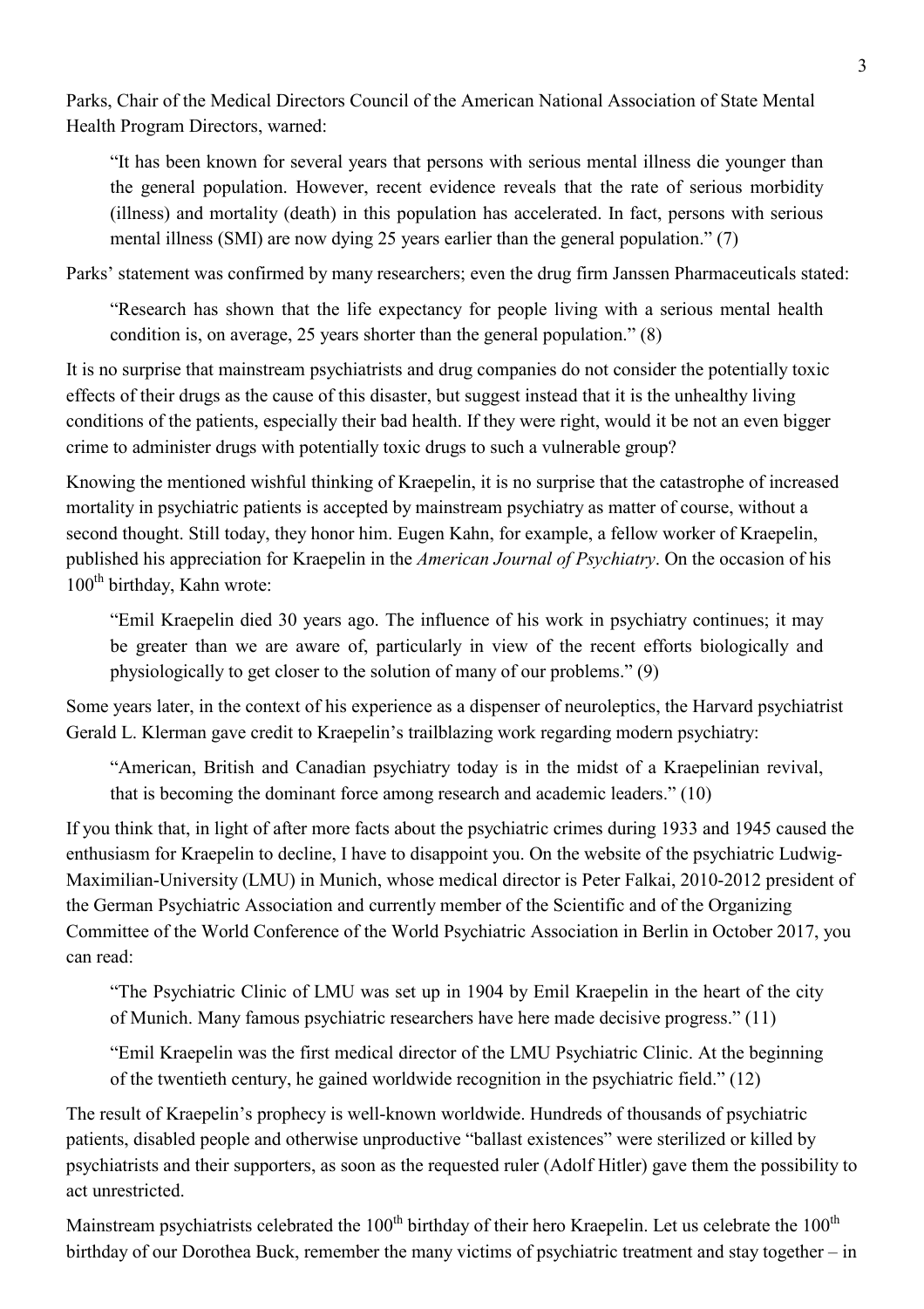Parks, Chair of the Medical Directors Council of the American National Association of State Mental Health Program Directors, warned:

> "It has been known for several years that persons with serious mental illness die younger than the general population. However, recent evidence reveals that the rate of serious morbidity (illness) and mortality (death) in this population has accelerated. In fact, persons with serious mental illness (SMI) are now dying 25 years earlier than the general population." (7)

Parks' statement was confirmed by many researchers; even the drug firm Janssen Pharmaceuticals stated:

> "Research has shown that the life expectancy for people living with a serious mental health condition is, on average, 25 years shorter than the general population." (8)

It is no surprise that mainstream psychiatrists and drug companies do not consider the potentially toxic effects of their drugs as the cause of this disaster, but suggest instead that it is the unhealthy living conditions of the patients, especially their bad health. If they were right, would it be not an even bigger crime to administer drugs with potentially toxic drugs to such a vulnerable group?

Knowing the mentioned wishful thinking of Kraepelin, it is no surprise that the catastrophe of increased mortality in psychiatric patients is accepted by mainstream psychiatry as matter of course, without a second thought. Still today, they honor him. Eugen Kahn, for example, a fellow worker of Kraepelin, published his appreciation for Kraepelin in the *American Journal of Psychiatry*. On the occasion of his 100th birthday, Kahn wrote:

> "Emil Kraepelin died 30 years ago. The influence of his work in psychiatry continues; it may be greater than we are aware of, particularly in view of the recent efforts biologically and physiologically to get closer to the solution of many of our problems." (9)

Some years later, in the context of his experience as a dispenser of neuroleptics, the Harvard psychiatrist Gerald L. Klerman gave credit to Kraepelin's trailblazing work regarding modern psychiatry:

> "American, British and Canadian psychiatry today is in the midst of a Kraepelinian revival, that is becoming the dominant force among research and academic leaders." (10)

If you think that, in light of after more facts about the psychiatric crimes during 1933 and 1945 caused the enthusiasm for Kraepelin to decline, I have to disappoint you. On the website of the psychiatric Ludwig-Maximilian-University (LMU) in Munich, whose medical director is Peter Falkai, 2010-2012 president of the German Psychiatric Association and currently member of the Scientific and of the Organizing Committee of the World Conference of the World Psychiatric Association in Berlin in October 2017, you can read:

> "The Psychiatric Clinic of LMU was set up in 1904 by Emil Kraepelin in the heart of the city of Munich. Many famous psychiatric researchers have here made decisive progress." (11)

> "Emil Kraepelin was the first medical director of the LMU Psychiatric Clinic. At the beginning of the twentieth century, he gained worldwide recognition in the psychiatric field." (12)

The result of Kraepelin's prophecy is well-known worldwide. Hundreds of thousands of psychiatric patients, disabled people and otherwise unproductive "ballast existences" were sterilized or killed by psychiatrists and their supporters, as soon as the requested ruler (Adolf Hitler) gave them the possibility to act unrestricted.

Mainstream psychiatrists celebrated the 100th birthday of their hero Kraepelin. Let us celebrate the 100th birthday of our Dorothea Buck, remember the many victims of psychiatric treatment and stay together – in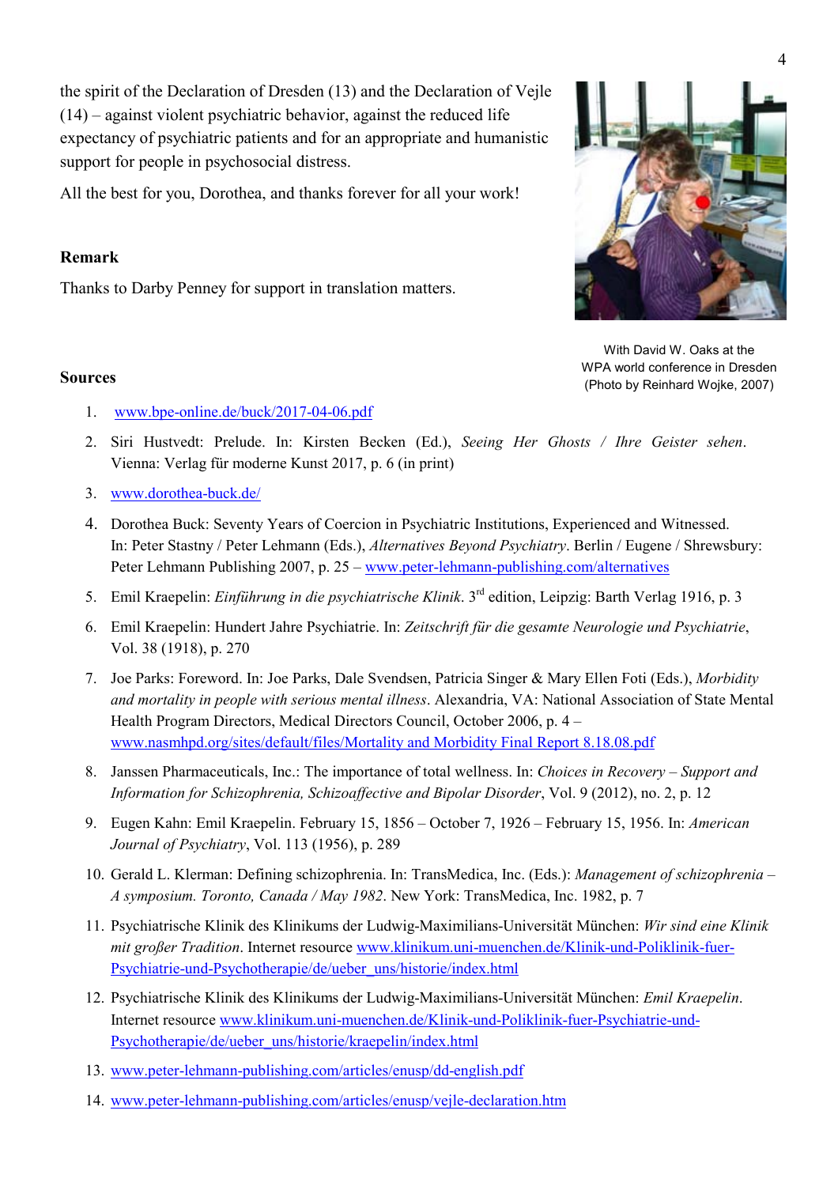the spirit of the Declaration of Dresden (13) and the Declaration of Vejle (14) – against violent psychiatric behavior, against the reduced life expectancy of psychiatric patients and for an appropriate and humanistic support for people in psychosocial distress.

All the best for you, Dorothea, and thanks forever for all your work!

With David W. Oaks at the WPA world conference in Dresden (Photo by Reinhard Wojke, 2007)

**Remark**

Thanks to Darby Penney for support in translation matters.

**Sources**

1. www.bpe-online.de/buck/2017-04-06.pdf
2. Siri Hustvedt: Prelude. In: Kirsten Becken (Ed.), *Seeing Her Ghosts / Ihre Geister sehen*. Vienna: Verlag für moderne Kunst 2017, p. 6 (in print)
3. www.dorothea-buck.de/
4. Dorothea Buck: Seventy Years of Coercion in Psychiatric Institutions, Experienced and Witnessed. In: Peter Stastny / Peter Lehmann (Eds.), *Alternatives Beyond Psychiatry*. Berlin / Eugene / Shrewsbury: Peter Lehmann Publishing 2007, p. 25 – www.peter-lehmann-publishing.com/alternatives
5. Emil Kraepelin: *Einführung in die psychiatrische Klinik*. 3rd edition, Leipzig: Barth Verlag 1916, p. 3
6. Emil Kraepelin: Hundert Jahre Psychiatrie. In: *Zeitschrift für die gesamte Neurologie und Psychiatrie*, Vol. 38 (1918), p. 270
7. Joe Parks: Foreword. In: Joe Parks, Dale Svendsen, Patricia Singer & Mary Ellen Foti (Eds.), *Morbidity and mortality in people with serious mental illness*. Alexandria, VA: National Association of State Mental Health Program Directors, Medical Directors Council, October 2006, p. 4 – www.nasmhpd.org/sites/default/files/Mortality and Morbidity Final Report 8.18.08.pdf
8. Janssen Pharmaceuticals, Inc.: The importance of total wellness. In: *Choices in Recovery – Support and Information for Schizophrenia, Schizoaffective and Bipolar Disorder*, Vol. 9 (2012), no. 2, p. 12
9. Eugen Kahn: Emil Kraepelin. February 15, 1856 – October 7, 1926 – February 15, 1956. In: *American Journal of Psychiatry*, Vol. 113 (1956), p. 289
10. Gerald L. Klerman: Defining schizophrenia. In: TransMedica, Inc. (Eds.): *Management of schizophrenia – A symposium. Toronto, Canada / May 1982*. New York: TransMedica, Inc. 1982, p. 7
11. Psychiatrische Klinik des Klinikums der Ludwig-Maximilians-Universität München: *Wir sind eine Klinik mit großer Tradition*. Internet resource www.klinikum.uni-muenchen.de/Klinik-und-Poliklinik-fuer-Psychiatrie-und-Psychotherapie/de/ueber_uns/historie/index.html
12. Psychiatrische Klinik des Klinikums der Ludwig-Maximilians-Universität München: *Emil Kraepelin*. Internet resource www.klinikum.uni-muenchen.de/Klinik-und-Poliklinik-fuer-Psychiatrie-und-Psychotherapie/de/ueber_uns/historie/kraepelin/index.html
13. www.peter-lehmann-publishing.com/articles/enusp/dd-english.pdf
14. www.peter-lehmann-publishing.com/articles/enusp/vejle-declaration.htm